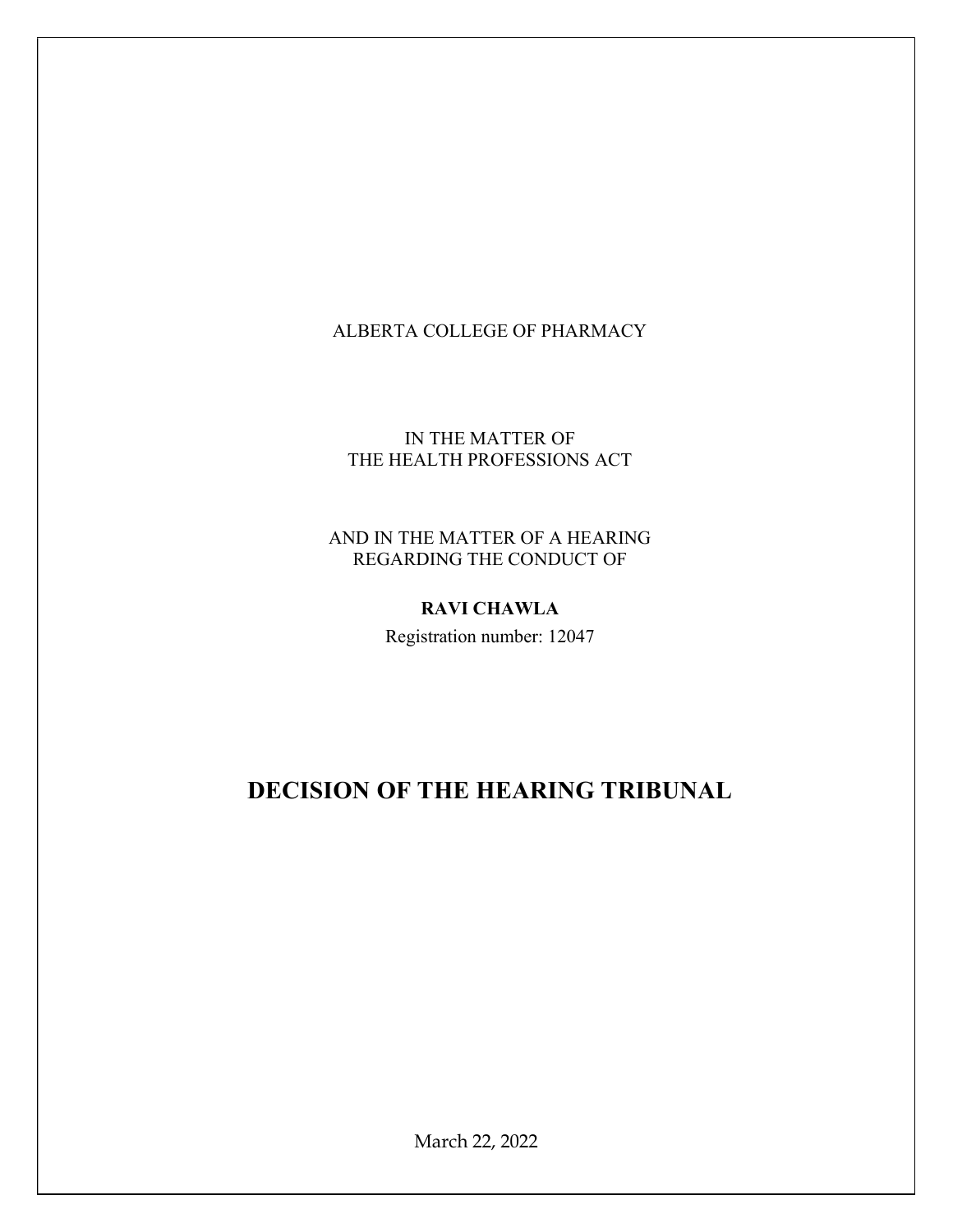ALBERTA COLLEGE OF PHARMACY

IN THE MATTER OF
THE HEALTH PROFESSIONS ACT

AND IN THE MATTER OF A HEARING
REGARDING THE CONDUCT OF

**RAVI CHAWLA**

Registration number: 12047

# DECISION OF THE HEARING TRIBUNAL

March 22, 2022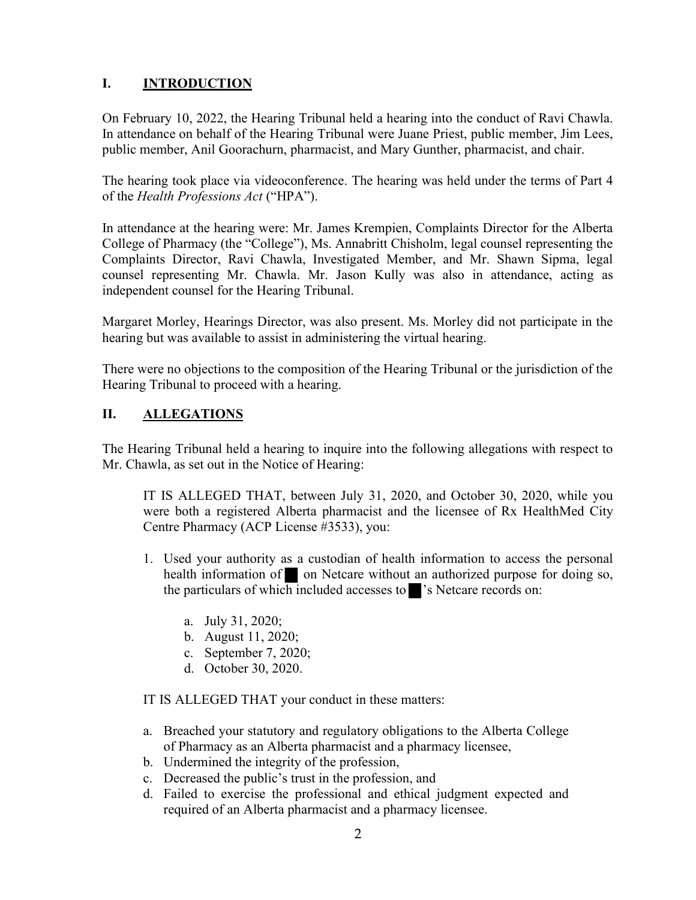## I. INTRODUCTION

On February 10, 2022, the Hearing Tribunal held a hearing into the conduct of Ravi Chawla. In attendance on behalf of the Hearing Tribunal were Juane Priest, public member, Jim Lees, public member, Anil Goorachurn, pharmacist, and Mary Gunther, pharmacist, and chair.

The hearing took place via videoconference. The hearing was held under the terms of Part 4 of the *Health Professions Act* ("HPA").

In attendance at the hearing were: Mr. James Krempien, Complaints Director for the Alberta College of Pharmacy (the "College"), Ms. Annabritt Chisholm, legal counsel representing the Complaints Director, Ravi Chawla, Investigated Member, and Mr. Shawn Sipma, legal counsel representing Mr. Chawla. Mr. Jason Kully was also in attendance, acting as independent counsel for the Hearing Tribunal.

Margaret Morley, Hearings Director, was also present. Ms. Morley did not participate in the hearing but was available to assist in administering the virtual hearing.

There were no objections to the composition of the Hearing Tribunal or the jurisdiction of the Hearing Tribunal to proceed with a hearing.

## II. ALLEGATIONS

The Hearing Tribunal held a hearing to inquire into the following allegations with respect to Mr. Chawla, as set out in the Notice of Hearing:

> IT IS ALLEGED THAT, between July 31, 2020, and October 30, 2020, while you were both a registered Alberta pharmacist and the licensee of Rx HealthMed City Centre Pharmacy (ACP License #3533), you:
>
> 1. Used your authority as a custodian of health information to access the personal health information of █ on Netcare without an authorized purpose for doing so, the particulars of which included accesses to █'s Netcare records on:
>
>     a. July 31, 2020;
>     b. August 11, 2020;
>     c. September 7, 2020;
>     d. October 30, 2020.
>
> IT IS ALLEGED THAT your conduct in these matters:
>
> a. Breached your statutory and regulatory obligations to the Alberta College of Pharmacy as an Alberta pharmacist and a pharmacy licensee,
> b. Undermined the integrity of the profession,
> c. Decreased the public's trust in the profession, and
> d. Failed to exercise the professional and ethical judgment expected and required of an Alberta pharmacist and a pharmacy licensee.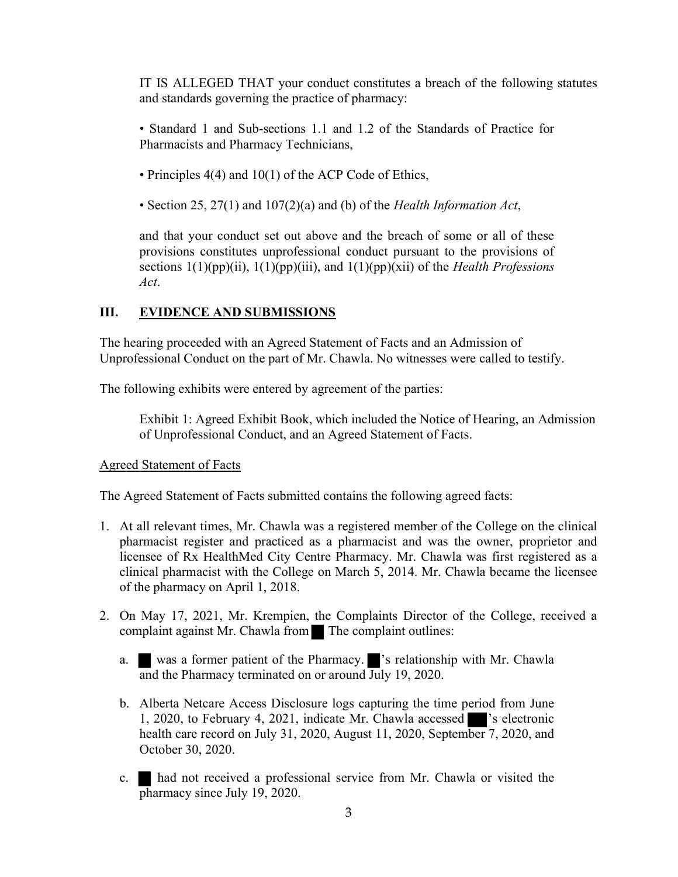IT IS ALLEGED THAT your conduct constitutes a breach of the following statutes and standards governing the practice of pharmacy:

• Standard 1 and Sub-sections 1.1 and 1.2 of the Standards of Practice for Pharmacists and Pharmacy Technicians,

• Principles 4(4) and 10(1) of the ACP Code of Ethics,

• Section 25, 27(1) and 107(2)(a) and (b) of the *Health Information Act*,

and that your conduct set out above and the breach of some or all of these provisions constitutes unprofessional conduct pursuant to the provisions of sections 1(1)(pp)(ii), 1(1)(pp)(iii), and 1(1)(pp)(xii) of the *Health Professions Act*.

## III. EVIDENCE AND SUBMISSIONS

The hearing proceeded with an Agreed Statement of Facts and an Admission of Unprofessional Conduct on the part of Mr. Chawla. No witnesses were called to testify.

The following exhibits were entered by agreement of the parties:

Exhibit 1: Agreed Exhibit Book, which included the Notice of Hearing, an Admission of Unprofessional Conduct, and an Agreed Statement of Facts.

Agreed Statement of Facts

The Agreed Statement of Facts submitted contains the following agreed facts:

1. At all relevant times, Mr. Chawla was a registered member of the College on the clinical pharmacist register and practiced as a pharmacist and was the owner, proprietor and licensee of Rx HealthMed City Centre Pharmacy. Mr. Chawla was first registered as a clinical pharmacist with the College on March 5, 2014. Mr. Chawla became the licensee of the pharmacy on April 1, 2018.

2. On May 17, 2021, Mr. Krempien, the Complaints Director of the College, received a complaint against Mr. Chawla from ███ The complaint outlines:

   a. ███ was a former patient of the Pharmacy. ███'s relationship with Mr. Chawla and the Pharmacy terminated on or around July 19, 2020.

   b. Alberta Netcare Access Disclosure logs capturing the time period from June 1, 2020, to February 4, 2021, indicate Mr. Chawla accessed ███'s electronic health care record on July 31, 2020, August 11, 2020, September 7, 2020, and October 30, 2020.

   c. ███ had not received a professional service from Mr. Chawla or visited the pharmacy since July 19, 2020.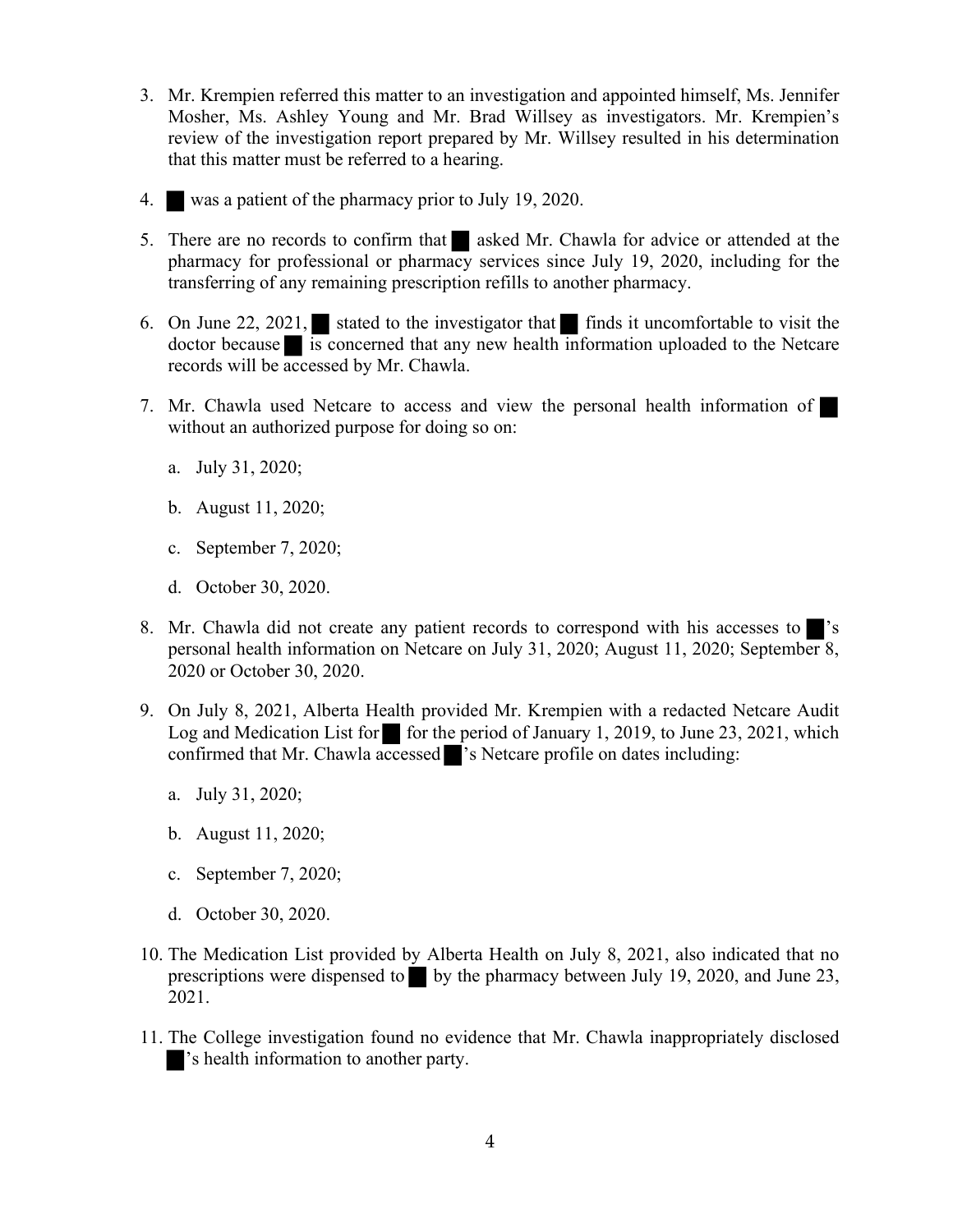3. Mr. Krempien referred this matter to an investigation and appointed himself, Ms. Jennifer Mosher, Ms. Ashley Young and Mr. Brad Willsey as investigators. Mr. Krempien's review of the investigation report prepared by Mr. Willsey resulted in his determination that this matter must be referred to a hearing.

4. █ was a patient of the pharmacy prior to July 19, 2020.

5. There are no records to confirm that █ asked Mr. Chawla for advice or attended at the pharmacy for professional or pharmacy services since July 19, 2020, including for the transferring of any remaining prescription refills to another pharmacy.

6. On June 22, 2021, █ stated to the investigator that █ finds it uncomfortable to visit the doctor because █ is concerned that any new health information uploaded to the Netcare records will be accessed by Mr. Chawla.

7. Mr. Chawla used Netcare to access and view the personal health information of █ without an authorized purpose for doing so on:

   a. July 31, 2020;

   b. August 11, 2020;

   c. September 7, 2020;

   d. October 30, 2020.

8. Mr. Chawla did not create any patient records to correspond with his accesses to █'s personal health information on Netcare on July 31, 2020; August 11, 2020; September 8, 2020 or October 30, 2020.

9. On July 8, 2021, Alberta Health provided Mr. Krempien with a redacted Netcare Audit Log and Medication List for █ for the period of January 1, 2019, to June 23, 2021, which confirmed that Mr. Chawla accessed █'s Netcare profile on dates including:

   a. July 31, 2020;

   b. August 11, 2020;

   c. September 7, 2020;

   d. October 30, 2020.

10. The Medication List provided by Alberta Health on July 8, 2021, also indicated that no prescriptions were dispensed to █ by the pharmacy between July 19, 2020, and June 23, 2021.

11. The College investigation found no evidence that Mr. Chawla inappropriately disclosed █'s health information to another party.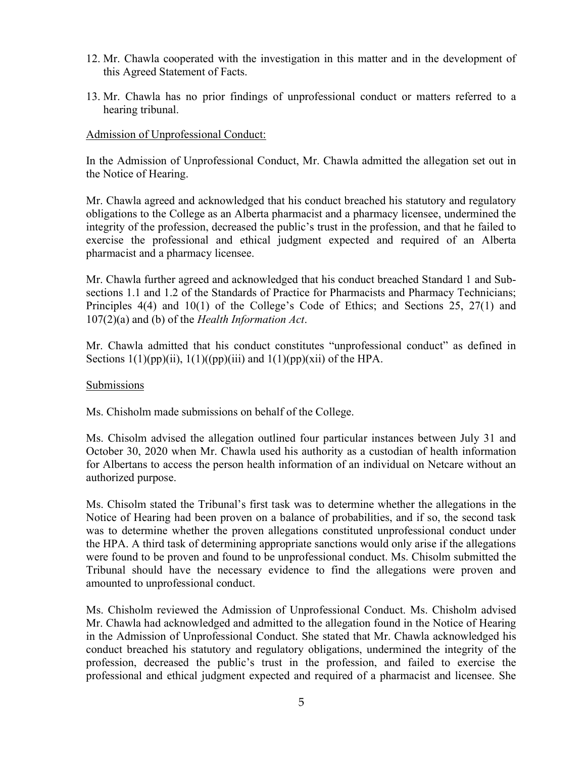12. Mr. Chawla cooperated with the investigation in this matter and in the development of this Agreed Statement of Facts.

13. Mr. Chawla has no prior findings of unprofessional conduct or matters referred to a hearing tribunal.

Admission of Unprofessional Conduct:

In the Admission of Unprofessional Conduct, Mr. Chawla admitted the allegation set out in the Notice of Hearing.

Mr. Chawla agreed and acknowledged that his conduct breached his statutory and regulatory obligations to the College as an Alberta pharmacist and a pharmacy licensee, undermined the integrity of the profession, decreased the public's trust in the profession, and that he failed to exercise the professional and ethical judgment expected and required of an Alberta pharmacist and a pharmacy licensee.

Mr. Chawla further agreed and acknowledged that his conduct breached Standard 1 and Sub-sections 1.1 and 1.2 of the Standards of Practice for Pharmacists and Pharmacy Technicians; Principles 4(4) and 10(1) of the College's Code of Ethics; and Sections 25, 27(1) and 107(2)(a) and (b) of the *Health Information Act*.

Mr. Chawla admitted that his conduct constitutes "unprofessional conduct" as defined in Sections 1(1)(pp)(ii), 1(1)((pp)(iii) and 1(1)(pp)(xii) of the HPA.

Submissions

Ms. Chisholm made submissions on behalf of the College.

Ms. Chisolm advised the allegation outlined four particular instances between July 31 and October 30, 2020 when Mr. Chawla used his authority as a custodian of health information for Albertans to access the person health information of an individual on Netcare without an authorized purpose.

Ms. Chisolm stated the Tribunal's first task was to determine whether the allegations in the Notice of Hearing had been proven on a balance of probabilities, and if so, the second task was to determine whether the proven allegations constituted unprofessional conduct under the HPA. A third task of determining appropriate sanctions would only arise if the allegations were found to be proven and found to be unprofessional conduct. Ms. Chisolm submitted the Tribunal should have the necessary evidence to find the allegations were proven and amounted to unprofessional conduct.

Ms. Chisholm reviewed the Admission of Unprofessional Conduct. Ms. Chisholm advised Mr. Chawla had acknowledged and admitted to the allegation found in the Notice of Hearing in the Admission of Unprofessional Conduct. She stated that Mr. Chawla acknowledged his conduct breached his statutory and regulatory obligations, undermined the integrity of the profession, decreased the public's trust in the profession, and failed to exercise the professional and ethical judgment expected and required of a pharmacist and licensee. She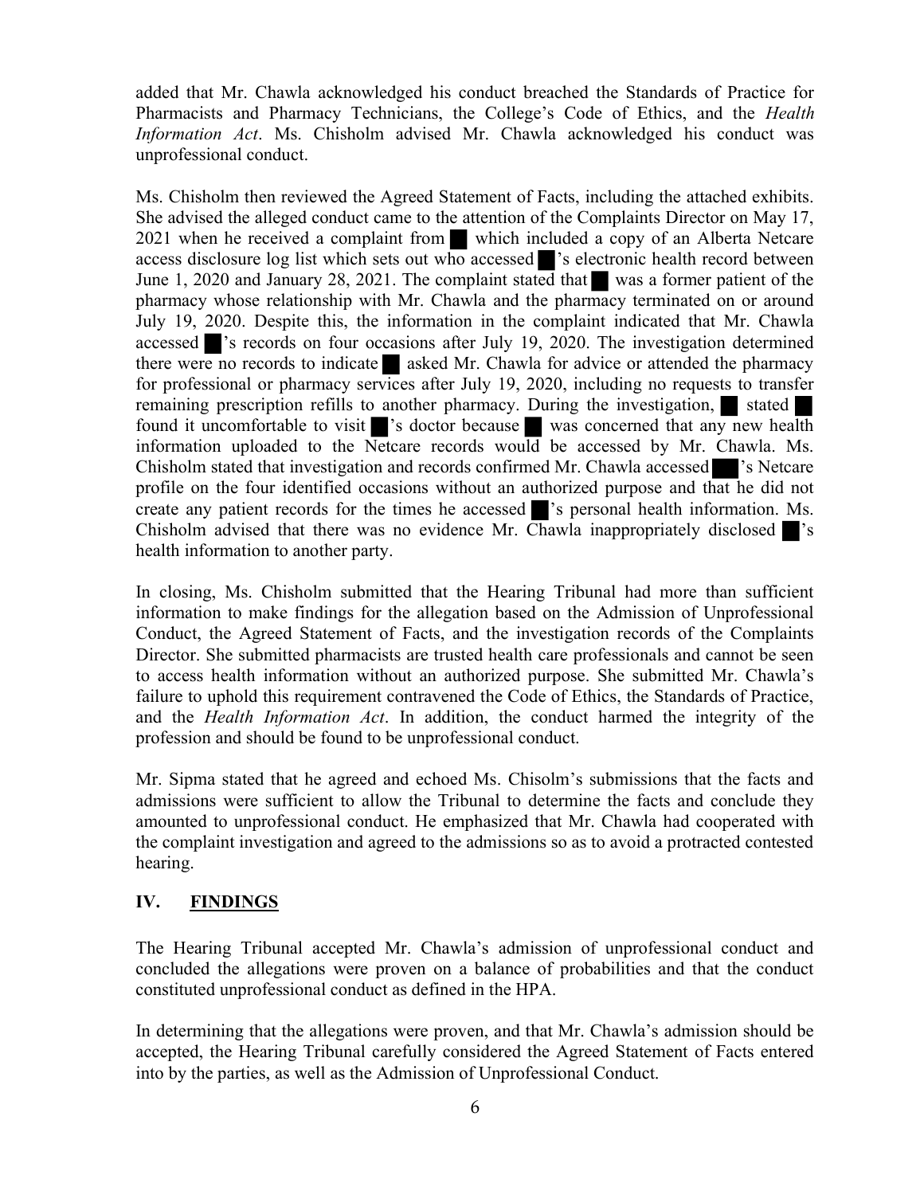added that Mr. Chawla acknowledged his conduct breached the Standards of Practice for Pharmacists and Pharmacy Technicians, the College's Code of Ethics, and the *Health Information Act*. Ms. Chisholm advised Mr. Chawla acknowledged his conduct was unprofessional conduct.

Ms. Chisholm then reviewed the Agreed Statement of Facts, including the attached exhibits. She advised the alleged conduct came to the attention of the Complaints Director on May 17, 2021 when he received a complaint from ██ which included a copy of an Alberta Netcare access disclosure log list which sets out who accessed ██'s electronic health record between June 1, 2020 and January 28, 2021. The complaint stated that ██ was a former patient of the pharmacy whose relationship with Mr. Chawla and the pharmacy terminated on or around July 19, 2020. Despite this, the information in the complaint indicated that Mr. Chawla accessed ██'s records on four occasions after July 19, 2020. The investigation determined there were no records to indicate ██ asked Mr. Chawla for advice or attended the pharmacy for professional or pharmacy services after July 19, 2020, including no requests to transfer remaining prescription refills to another pharmacy. During the investigation, ██ stated ██ found it uncomfortable to visit ██'s doctor because ██ was concerned that any new health information uploaded to the Netcare records would be accessed by Mr. Chawla. Ms. Chisholm stated that investigation and records confirmed Mr. Chawla accessed ██'s Netcare profile on the four identified occasions without an authorized purpose and that he did not create any patient records for the times he accessed ██'s personal health information. Ms. Chisholm advised that there was no evidence Mr. Chawla inappropriately disclosed ██'s health information to another party.

In closing, Ms. Chisholm submitted that the Hearing Tribunal had more than sufficient information to make findings for the allegation based on the Admission of Unprofessional Conduct, the Agreed Statement of Facts, and the investigation records of the Complaints Director. She submitted pharmacists are trusted health care professionals and cannot be seen to access health information without an authorized purpose. She submitted Mr. Chawla's failure to uphold this requirement contravened the Code of Ethics, the Standards of Practice, and the *Health Information Act*. In addition, the conduct harmed the integrity of the profession and should be found to be unprofessional conduct.

Mr. Sipma stated that he agreed and echoed Ms. Chisolm's submissions that the facts and admissions were sufficient to allow the Tribunal to determine the facts and conclude they amounted to unprofessional conduct. He emphasized that Mr. Chawla had cooperated with the complaint investigation and agreed to the admissions so as to avoid a protracted contested hearing.

## IV. FINDINGS

The Hearing Tribunal accepted Mr. Chawla's admission of unprofessional conduct and concluded the allegations were proven on a balance of probabilities and that the conduct constituted unprofessional conduct as defined in the HPA.

In determining that the allegations were proven, and that Mr. Chawla's admission should be accepted, the Hearing Tribunal carefully considered the Agreed Statement of Facts entered into by the parties, as well as the Admission of Unprofessional Conduct.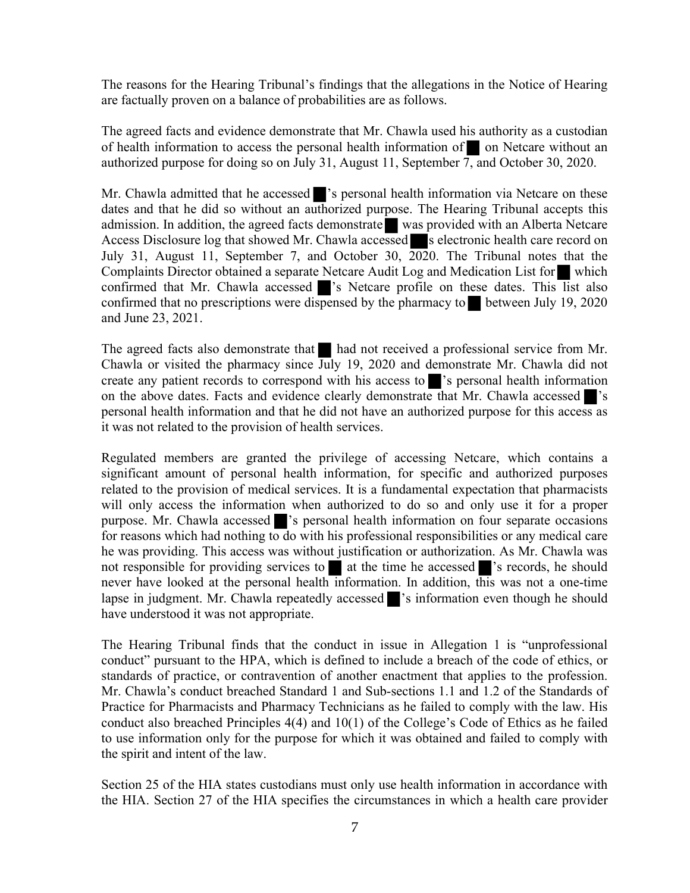The reasons for the Hearing Tribunal's findings that the allegations in the Notice of Hearing are factually proven on a balance of probabilities are as follows.

The agreed facts and evidence demonstrate that Mr. Chawla used his authority as a custodian of health information to access the personal health information of █ on Netcare without an authorized purpose for doing so on July 31, August 11, September 7, and October 30, 2020.

Mr. Chawla admitted that he accessed █'s personal health information via Netcare on these dates and that he did so without an authorized purpose. The Hearing Tribunal accepts this admission. In addition, the agreed facts demonstrate █ was provided with an Alberta Netcare Access Disclosure log that showed Mr. Chawla accessed █s electronic health care record on July 31, August 11, September 7, and October 30, 2020. The Tribunal notes that the Complaints Director obtained a separate Netcare Audit Log and Medication List for █ which confirmed that Mr. Chawla accessed █'s Netcare profile on these dates. This list also confirmed that no prescriptions were dispensed by the pharmacy to █ between July 19, 2020 and June 23, 2021.

The agreed facts also demonstrate that █ had not received a professional service from Mr. Chawla or visited the pharmacy since July 19, 2020 and demonstrate Mr. Chawla did not create any patient records to correspond with his access to █'s personal health information on the above dates. Facts and evidence clearly demonstrate that Mr. Chawla accessed █'s personal health information and that he did not have an authorized purpose for this access as it was not related to the provision of health services.

Regulated members are granted the privilege of accessing Netcare, which contains a significant amount of personal health information, for specific and authorized purposes related to the provision of medical services. It is a fundamental expectation that pharmacists will only access the information when authorized to do so and only use it for a proper purpose. Mr. Chawla accessed █'s personal health information on four separate occasions for reasons which had nothing to do with his professional responsibilities or any medical care he was providing. This access was without justification or authorization. As Mr. Chawla was not responsible for providing services to █ at the time he accessed █'s records, he should never have looked at the personal health information. In addition, this was not a one-time lapse in judgment. Mr. Chawla repeatedly accessed █'s information even though he should have understood it was not appropriate.

The Hearing Tribunal finds that the conduct in issue in Allegation 1 is "unprofessional conduct" pursuant to the HPA, which is defined to include a breach of the code of ethics, or standards of practice, or contravention of another enactment that applies to the profession. Mr. Chawla's conduct breached Standard 1 and Sub-sections 1.1 and 1.2 of the Standards of Practice for Pharmacists and Pharmacy Technicians as he failed to comply with the law. His conduct also breached Principles 4(4) and 10(1) of the College's Code of Ethics as he failed to use information only for the purpose for which it was obtained and failed to comply with the spirit and intent of the law.

Section 25 of the HIA states custodians must only use health information in accordance with the HIA. Section 27 of the HIA specifies the circumstances in which a health care provider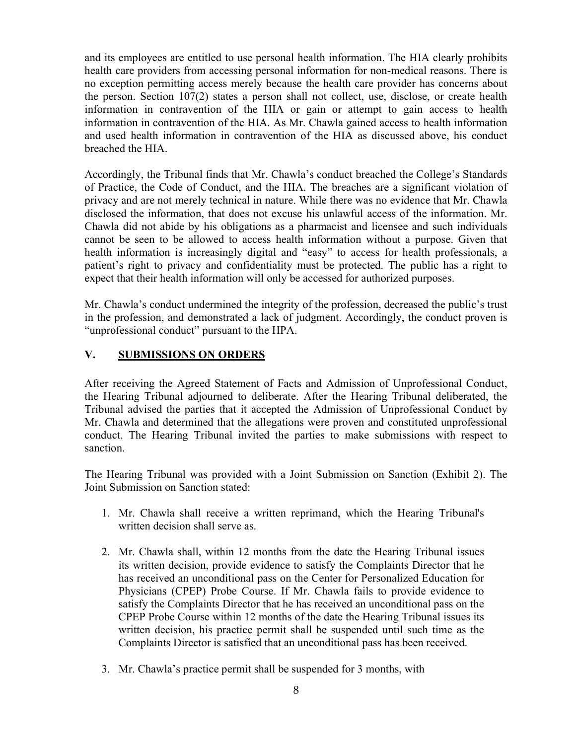and its employees are entitled to use personal health information. The HIA clearly prohibits health care providers from accessing personal information for non-medical reasons. There is no exception permitting access merely because the health care provider has concerns about the person. Section 107(2) states a person shall not collect, use, disclose, or create health information in contravention of the HIA or gain or attempt to gain access to health information in contravention of the HIA. As Mr. Chawla gained access to health information and used health information in contravention of the HIA as discussed above, his conduct breached the HIA.

Accordingly, the Tribunal finds that Mr. Chawla's conduct breached the College's Standards of Practice, the Code of Conduct, and the HIA. The breaches are a significant violation of privacy and are not merely technical in nature. While there was no evidence that Mr. Chawla disclosed the information, that does not excuse his unlawful access of the information. Mr. Chawla did not abide by his obligations as a pharmacist and licensee and such individuals cannot be seen to be allowed to access health information without a purpose. Given that health information is increasingly digital and "easy" to access for health professionals, a patient's right to privacy and confidentiality must be protected. The public has a right to expect that their health information will only be accessed for authorized purposes.

Mr. Chawla's conduct undermined the integrity of the profession, decreased the public's trust in the profession, and demonstrated a lack of judgment. Accordingly, the conduct proven is "unprofessional conduct" pursuant to the HPA.

## V. SUBMISSIONS ON ORDERS

After receiving the Agreed Statement of Facts and Admission of Unprofessional Conduct, the Hearing Tribunal adjourned to deliberate. After the Hearing Tribunal deliberated, the Tribunal advised the parties that it accepted the Admission of Unprofessional Conduct by Mr. Chawla and determined that the allegations were proven and constituted unprofessional conduct. The Hearing Tribunal invited the parties to make submissions with respect to sanction.

The Hearing Tribunal was provided with a Joint Submission on Sanction (Exhibit 2). The Joint Submission on Sanction stated:

1. Mr. Chawla shall receive a written reprimand, which the Hearing Tribunal's written decision shall serve as.

2. Mr. Chawla shall, within 12 months from the date the Hearing Tribunal issues its written decision, provide evidence to satisfy the Complaints Director that he has received an unconditional pass on the Center for Personalized Education for Physicians (CPEP) Probe Course. If Mr. Chawla fails to provide evidence to satisfy the Complaints Director that he has received an unconditional pass on the CPEP Probe Course within 12 months of the date the Hearing Tribunal issues its written decision, his practice permit shall be suspended until such time as the Complaints Director is satisfied that an unconditional pass has been received.

3. Mr. Chawla's practice permit shall be suspended for 3 months, with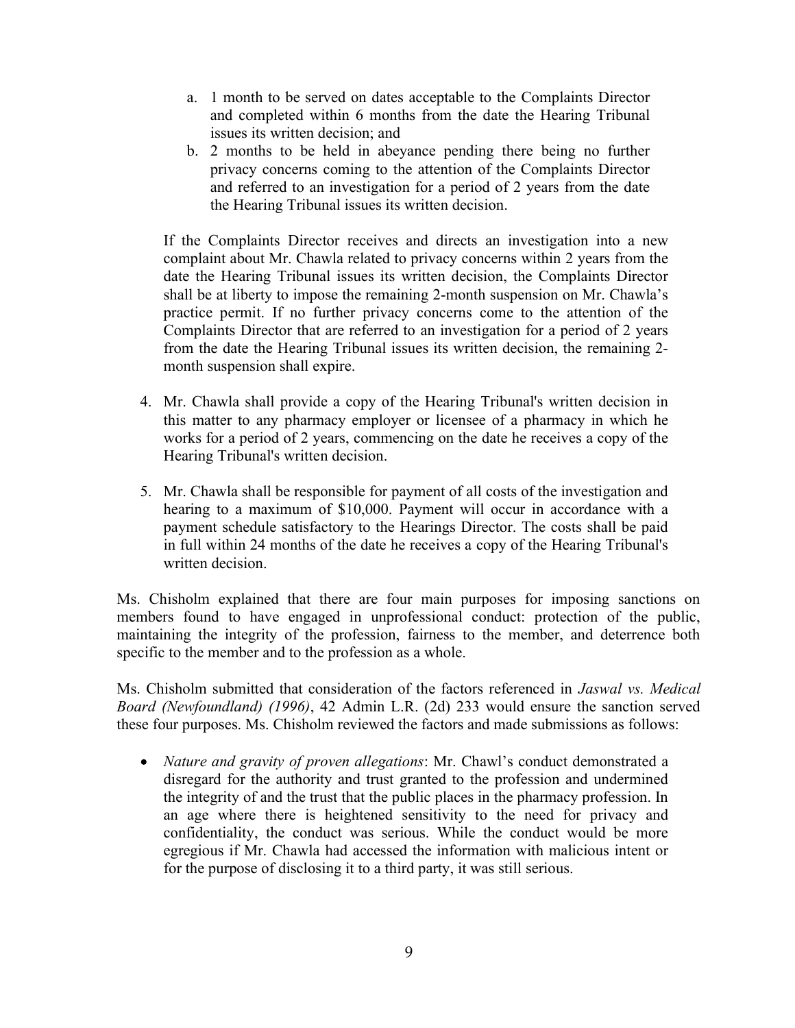a. 1 month to be served on dates acceptable to the Complaints Director and completed within 6 months from the date the Hearing Tribunal issues its written decision; and
   b. 2 months to be held in abeyance pending there being no further privacy concerns coming to the attention of the Complaints Director and referred to an investigation for a period of 2 years from the date the Hearing Tribunal issues its written decision.

   If the Complaints Director receives and directs an investigation into a new complaint about Mr. Chawla related to privacy concerns within 2 years from the date the Hearing Tribunal issues its written decision, the Complaints Director shall be at liberty to impose the remaining 2-month suspension on Mr. Chawla's practice permit. If no further privacy concerns come to the attention of the Complaints Director that are referred to an investigation for a period of 2 years from the date the Hearing Tribunal issues its written decision, the remaining 2-month suspension shall expire.

4. Mr. Chawla shall provide a copy of the Hearing Tribunal's written decision in this matter to any pharmacy employer or licensee of a pharmacy in which he works for a period of 2 years, commencing on the date he receives a copy of the Hearing Tribunal's written decision.

5. Mr. Chawla shall be responsible for payment of all costs of the investigation and hearing to a maximum of $10,000. Payment will occur in accordance with a payment schedule satisfactory to the Hearings Director. The costs shall be paid in full within 24 months of the date he receives a copy of the Hearing Tribunal's written decision.

Ms. Chisholm explained that there are four main purposes for imposing sanctions on members found to have engaged in unprofessional conduct: protection of the public, maintaining the integrity of the profession, fairness to the member, and deterrence both specific to the member and to the profession as a whole.

Ms. Chisholm submitted that consideration of the factors referenced in *Jaswal vs. Medical Board (Newfoundland) (1996)*, 42 Admin L.R. (2d) 233 would ensure the sanction served these four purposes. Ms. Chisholm reviewed the factors and made submissions as follows:

- *Nature and gravity of proven allegations*: Mr. Chawl's conduct demonstrated a disregard for the authority and trust granted to the profession and undermined the integrity of and the trust that the public places in the pharmacy profession. In an age where there is heightened sensitivity to the need for privacy and confidentiality, the conduct was serious. While the conduct would be more egregious if Mr. Chawla had accessed the information with malicious intent or for the purpose of disclosing it to a third party, it was still serious.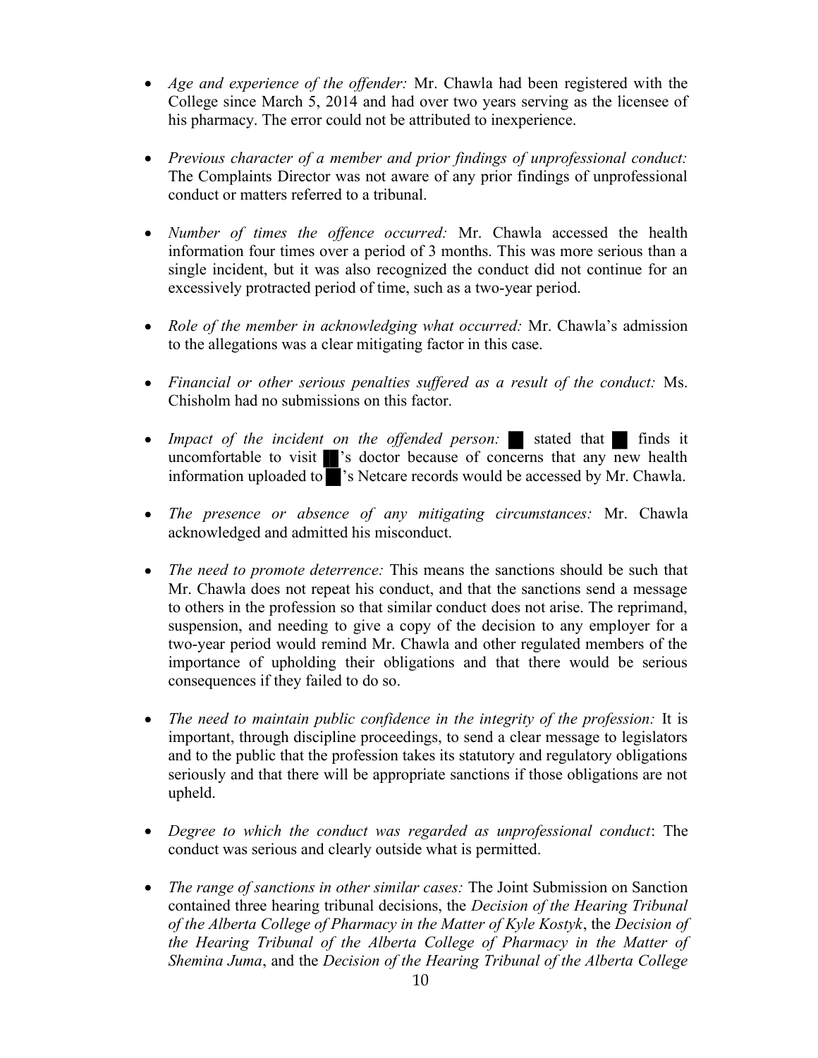- *Age and experience of the offender:* Mr. Chawla had been registered with the College since March 5, 2014 and had over two years serving as the licensee of his pharmacy. The error could not be attributed to inexperience.

- *Previous character of a member and prior findings of unprofessional conduct:* The Complaints Director was not aware of any prior findings of unprofessional conduct or matters referred to a tribunal.

- *Number of times the offence occurred:* Mr. Chawla accessed the health information four times over a period of 3 months. This was more serious than a single incident, but it was also recognized the conduct did not continue for an excessively protracted period of time, such as a two-year period.

- *Role of the member in acknowledging what occurred:* Mr. Chawla's admission to the allegations was a clear mitigating factor in this case.

- *Financial or other serious penalties suffered as a result of the conduct:* Ms. Chisholm had no submissions on this factor.

- *Impact of the incident on the offended person:* █ stated that █ finds it uncomfortable to visit █'s doctor because of concerns that any new health information uploaded to █'s Netcare records would be accessed by Mr. Chawla.

- *The presence or absence of any mitigating circumstances:* Mr. Chawla acknowledged and admitted his misconduct.

- *The need to promote deterrence:* This means the sanctions should be such that Mr. Chawla does not repeat his conduct, and that the sanctions send a message to others in the profession so that similar conduct does not arise. The reprimand, suspension, and needing to give a copy of the decision to any employer for a two-year period would remind Mr. Chawla and other regulated members of the importance of upholding their obligations and that there would be serious consequences if they failed to do so.

- *The need to maintain public confidence in the integrity of the profession:* It is important, through discipline proceedings, to send a clear message to legislators and to the public that the profession takes its statutory and regulatory obligations seriously and that there will be appropriate sanctions if those obligations are not upheld.

- *Degree to which the conduct was regarded as unprofessional conduct*: The conduct was serious and clearly outside what is permitted.

- *The range of sanctions in other similar cases:* The Joint Submission on Sanction contained three hearing tribunal decisions, the *Decision of the Hearing Tribunal of the Alberta College of Pharmacy in the Matter of Kyle Kostyk*, the *Decision of the Hearing Tribunal of the Alberta College of Pharmacy in the Matter of Shemina Juma*, and the *Decision of the Hearing Tribunal of the Alberta College*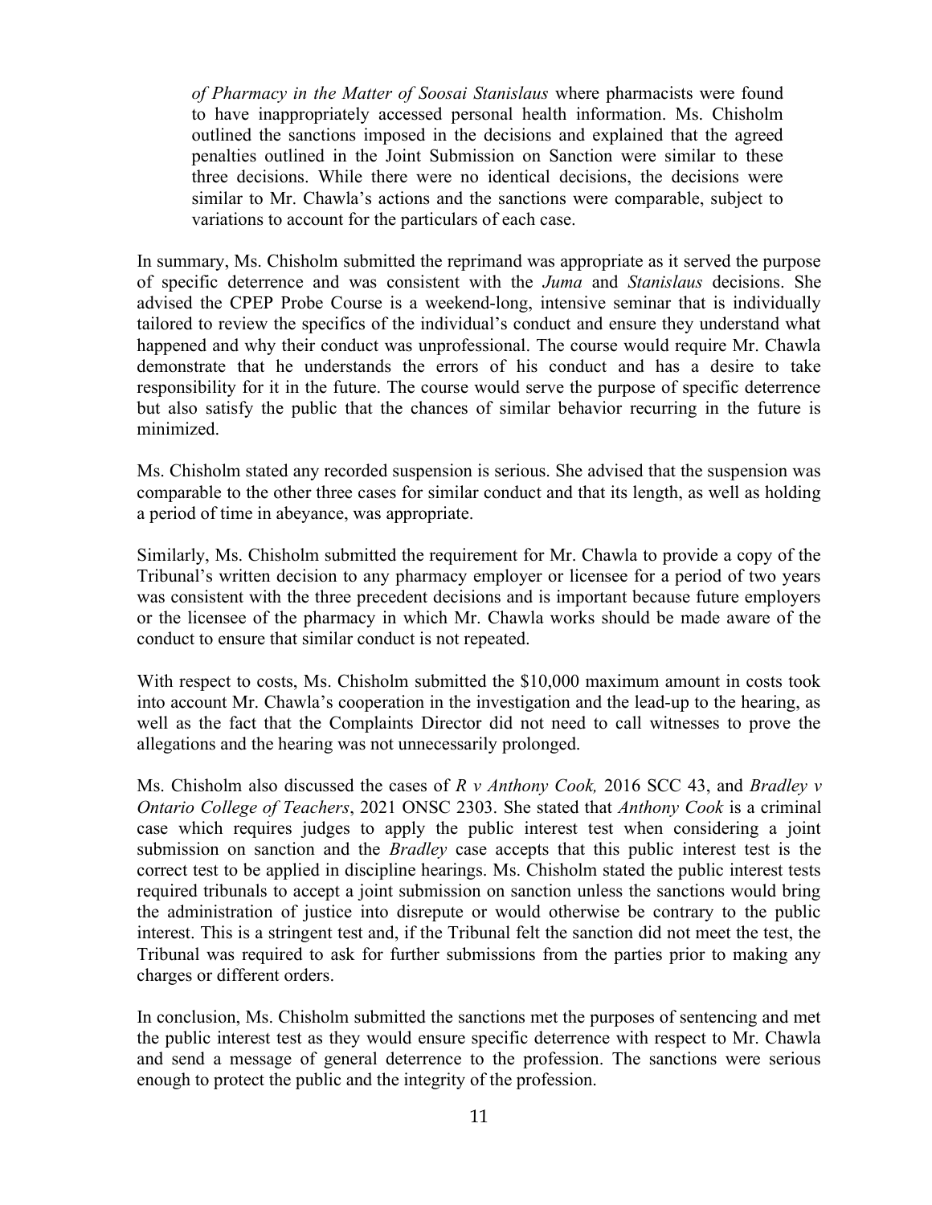*of Pharmacy in the Matter of Soosai Stanislaus* where pharmacists were found to have inappropriately accessed personal health information. Ms. Chisholm outlined the sanctions imposed in the decisions and explained that the agreed penalties outlined in the Joint Submission on Sanction were similar to these three decisions. While there were no identical decisions, the decisions were similar to Mr. Chawla's actions and the sanctions were comparable, subject to variations to account for the particulars of each case.

In summary, Ms. Chisholm submitted the reprimand was appropriate as it served the purpose of specific deterrence and was consistent with the *Juma* and *Stanislaus* decisions. She advised the CPEP Probe Course is a weekend-long, intensive seminar that is individually tailored to review the specifics of the individual's conduct and ensure they understand what happened and why their conduct was unprofessional. The course would require Mr. Chawla demonstrate that he understands the errors of his conduct and has a desire to take responsibility for it in the future. The course would serve the purpose of specific deterrence but also satisfy the public that the chances of similar behavior recurring in the future is minimized.

Ms. Chisholm stated any recorded suspension is serious. She advised that the suspension was comparable to the other three cases for similar conduct and that its length, as well as holding a period of time in abeyance, was appropriate.

Similarly, Ms. Chisholm submitted the requirement for Mr. Chawla to provide a copy of the Tribunal's written decision to any pharmacy employer or licensee for a period of two years was consistent with the three precedent decisions and is important because future employers or the licensee of the pharmacy in which Mr. Chawla works should be made aware of the conduct to ensure that similar conduct is not repeated.

With respect to costs, Ms. Chisholm submitted the $10,000 maximum amount in costs took into account Mr. Chawla's cooperation in the investigation and the lead-up to the hearing, as well as the fact that the Complaints Director did not need to call witnesses to prove the allegations and the hearing was not unnecessarily prolonged.

Ms. Chisholm also discussed the cases of *R v Anthony Cook,* 2016 SCC 43, and *Bradley v Ontario College of Teachers*, 2021 ONSC 2303. She stated that *Anthony Cook* is a criminal case which requires judges to apply the public interest test when considering a joint submission on sanction and the *Bradley* case accepts that this public interest test is the correct test to be applied in discipline hearings. Ms. Chisholm stated the public interest tests required tribunals to accept a joint submission on sanction unless the sanctions would bring the administration of justice into disrepute or would otherwise be contrary to the public interest. This is a stringent test and, if the Tribunal felt the sanction did not meet the test, the Tribunal was required to ask for further submissions from the parties prior to making any charges or different orders.

In conclusion, Ms. Chisholm submitted the sanctions met the purposes of sentencing and met the public interest test as they would ensure specific deterrence with respect to Mr. Chawla and send a message of general deterrence to the profession. The sanctions were serious enough to protect the public and the integrity of the profession.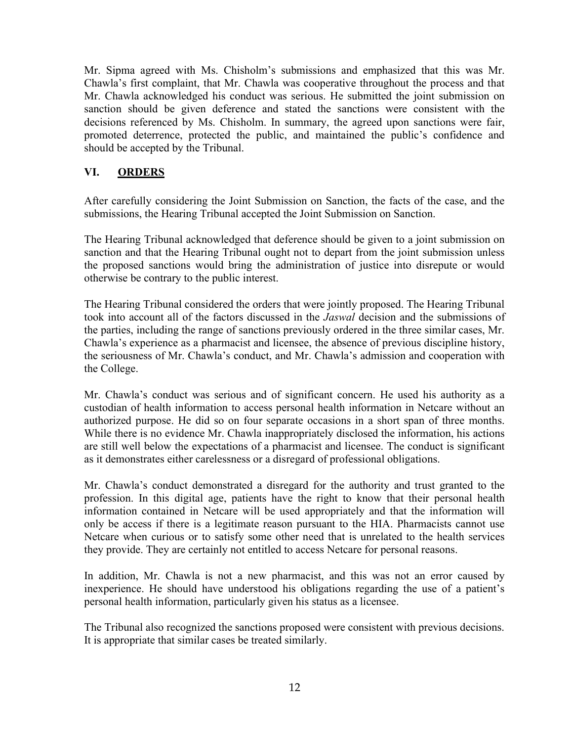Mr. Sipma agreed with Ms. Chisholm's submissions and emphasized that this was Mr. Chawla's first complaint, that Mr. Chawla was cooperative throughout the process and that Mr. Chawla acknowledged his conduct was serious. He submitted the joint submission on sanction should be given deference and stated the sanctions were consistent with the decisions referenced by Ms. Chisholm. In summary, the agreed upon sanctions were fair, promoted deterrence, protected the public, and maintained the public's confidence and should be accepted by the Tribunal.

## VI. ORDERS

After carefully considering the Joint Submission on Sanction, the facts of the case, and the submissions, the Hearing Tribunal accepted the Joint Submission on Sanction.

The Hearing Tribunal acknowledged that deference should be given to a joint submission on sanction and that the Hearing Tribunal ought not to depart from the joint submission unless the proposed sanctions would bring the administration of justice into disrepute or would otherwise be contrary to the public interest.

The Hearing Tribunal considered the orders that were jointly proposed. The Hearing Tribunal took into account all of the factors discussed in the *Jaswal* decision and the submissions of the parties, including the range of sanctions previously ordered in the three similar cases, Mr. Chawla's experience as a pharmacist and licensee, the absence of previous discipline history, the seriousness of Mr. Chawla's conduct, and Mr. Chawla's admission and cooperation with the College.

Mr. Chawla's conduct was serious and of significant concern. He used his authority as a custodian of health information to access personal health information in Netcare without an authorized purpose. He did so on four separate occasions in a short span of three months. While there is no evidence Mr. Chawla inappropriately disclosed the information, his actions are still well below the expectations of a pharmacist and licensee. The conduct is significant as it demonstrates either carelessness or a disregard of professional obligations.

Mr. Chawla's conduct demonstrated a disregard for the authority and trust granted to the profession. In this digital age, patients have the right to know that their personal health information contained in Netcare will be used appropriately and that the information will only be access if there is a legitimate reason pursuant to the HIA. Pharmacists cannot use Netcare when curious or to satisfy some other need that is unrelated to the health services they provide. They are certainly not entitled to access Netcare for personal reasons.

In addition, Mr. Chawla is not a new pharmacist, and this was not an error caused by inexperience. He should have understood his obligations regarding the use of a patient's personal health information, particularly given his status as a licensee.

The Tribunal also recognized the sanctions proposed were consistent with previous decisions. It is appropriate that similar cases be treated similarly.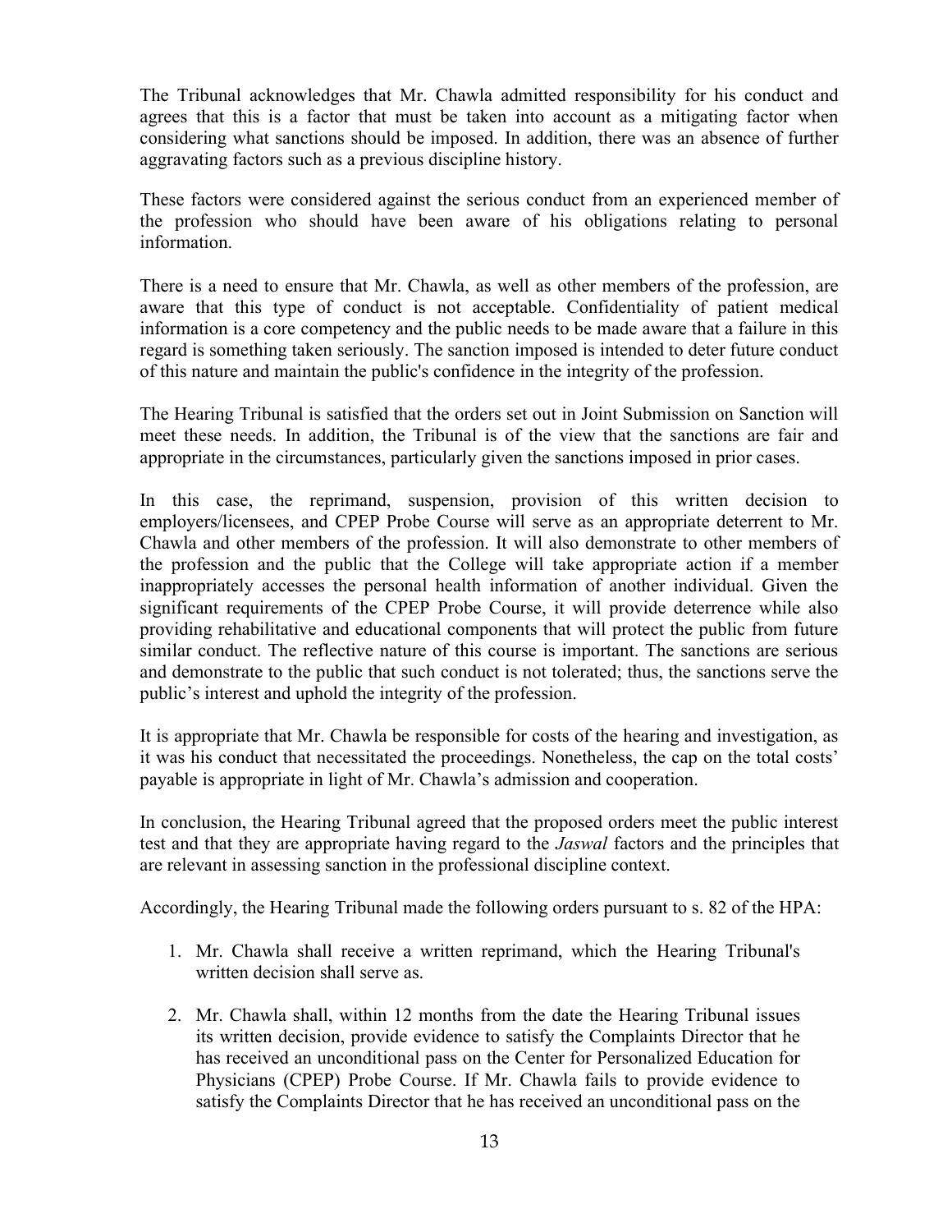The Tribunal acknowledges that Mr. Chawla admitted responsibility for his conduct and agrees that this is a factor that must be taken into account as a mitigating factor when considering what sanctions should be imposed. In addition, there was an absence of further aggravating factors such as a previous discipline history.

These factors were considered against the serious conduct from an experienced member of the profession who should have been aware of his obligations relating to personal information.

There is a need to ensure that Mr. Chawla, as well as other members of the profession, are aware that this type of conduct is not acceptable. Confidentiality of patient medical information is a core competency and the public needs to be made aware that a failure in this regard is something taken seriously. The sanction imposed is intended to deter future conduct of this nature and maintain the public's confidence in the integrity of the profession.

The Hearing Tribunal is satisfied that the orders set out in Joint Submission on Sanction will meet these needs. In addition, the Tribunal is of the view that the sanctions are fair and appropriate in the circumstances, particularly given the sanctions imposed in prior cases.

In this case, the reprimand, suspension, provision of this written decision to employers/licensees, and CPEP Probe Course will serve as an appropriate deterrent to Mr. Chawla and other members of the profession. It will also demonstrate to other members of the profession and the public that the College will take appropriate action if a member inappropriately accesses the personal health information of another individual. Given the significant requirements of the CPEP Probe Course, it will provide deterrence while also providing rehabilitative and educational components that will protect the public from future similar conduct. The reflective nature of this course is important. The sanctions are serious and demonstrate to the public that such conduct is not tolerated; thus, the sanctions serve the public's interest and uphold the integrity of the profession.

It is appropriate that Mr. Chawla be responsible for costs of the hearing and investigation, as it was his conduct that necessitated the proceedings. Nonetheless, the cap on the total costs' payable is appropriate in light of Mr. Chawla's admission and cooperation.

In conclusion, the Hearing Tribunal agreed that the proposed orders meet the public interest test and that they are appropriate having regard to the *Jaswal* factors and the principles that are relevant in assessing sanction in the professional discipline context.

Accordingly, the Hearing Tribunal made the following orders pursuant to s. 82 of the HPA:

1. Mr. Chawla shall receive a written reprimand, which the Hearing Tribunal's written decision shall serve as.

2. Mr. Chawla shall, within 12 months from the date the Hearing Tribunal issues its written decision, provide evidence to satisfy the Complaints Director that he has received an unconditional pass on the Center for Personalized Education for Physicians (CPEP) Probe Course. If Mr. Chawla fails to provide evidence to satisfy the Complaints Director that he has received an unconditional pass on the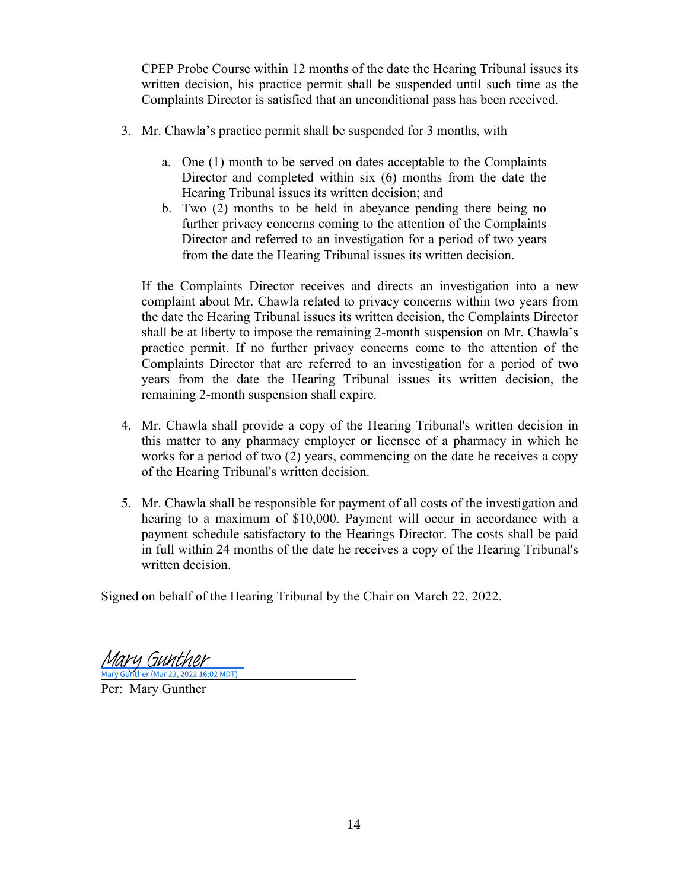CPEP Probe Course within 12 months of the date the Hearing Tribunal issues its written decision, his practice permit shall be suspended until such time as the Complaints Director is satisfied that an unconditional pass has been received.

3. Mr. Chawla's practice permit shall be suspended for 3 months, with

   a. One (1) month to be served on dates acceptable to the Complaints Director and completed within six (6) months from the date the Hearing Tribunal issues its written decision; and
   b. Two (2) months to be held in abeyance pending there being no further privacy concerns coming to the attention of the Complaints Director and referred to an investigation for a period of two years from the date the Hearing Tribunal issues its written decision.

   If the Complaints Director receives and directs an investigation into a new complaint about Mr. Chawla related to privacy concerns within two years from the date the Hearing Tribunal issues its written decision, the Complaints Director shall be at liberty to impose the remaining 2-month suspension on Mr. Chawla's practice permit. If no further privacy concerns come to the attention of the Complaints Director that are referred to an investigation for a period of two years from the date the Hearing Tribunal issues its written decision, the remaining 2-month suspension shall expire.

4. Mr. Chawla shall provide a copy of the Hearing Tribunal's written decision in this matter to any pharmacy employer or licensee of a pharmacy in which he works for a period of two (2) years, commencing on the date he receives a copy of the Hearing Tribunal's written decision.

5. Mr. Chawla shall be responsible for payment of all costs of the investigation and hearing to a maximum of $10,000. Payment will occur in accordance with a payment schedule satisfactory to the Hearings Director. The costs shall be paid in full within 24 months of the date he receives a copy of the Hearing Tribunal's written decision.

Signed on behalf of the Hearing Tribunal by the Chair on March 22, 2022.

Mary Gunther
Mary Gunther (Mar 22, 2022 16:02 MDT)

Per: Mary Gunther